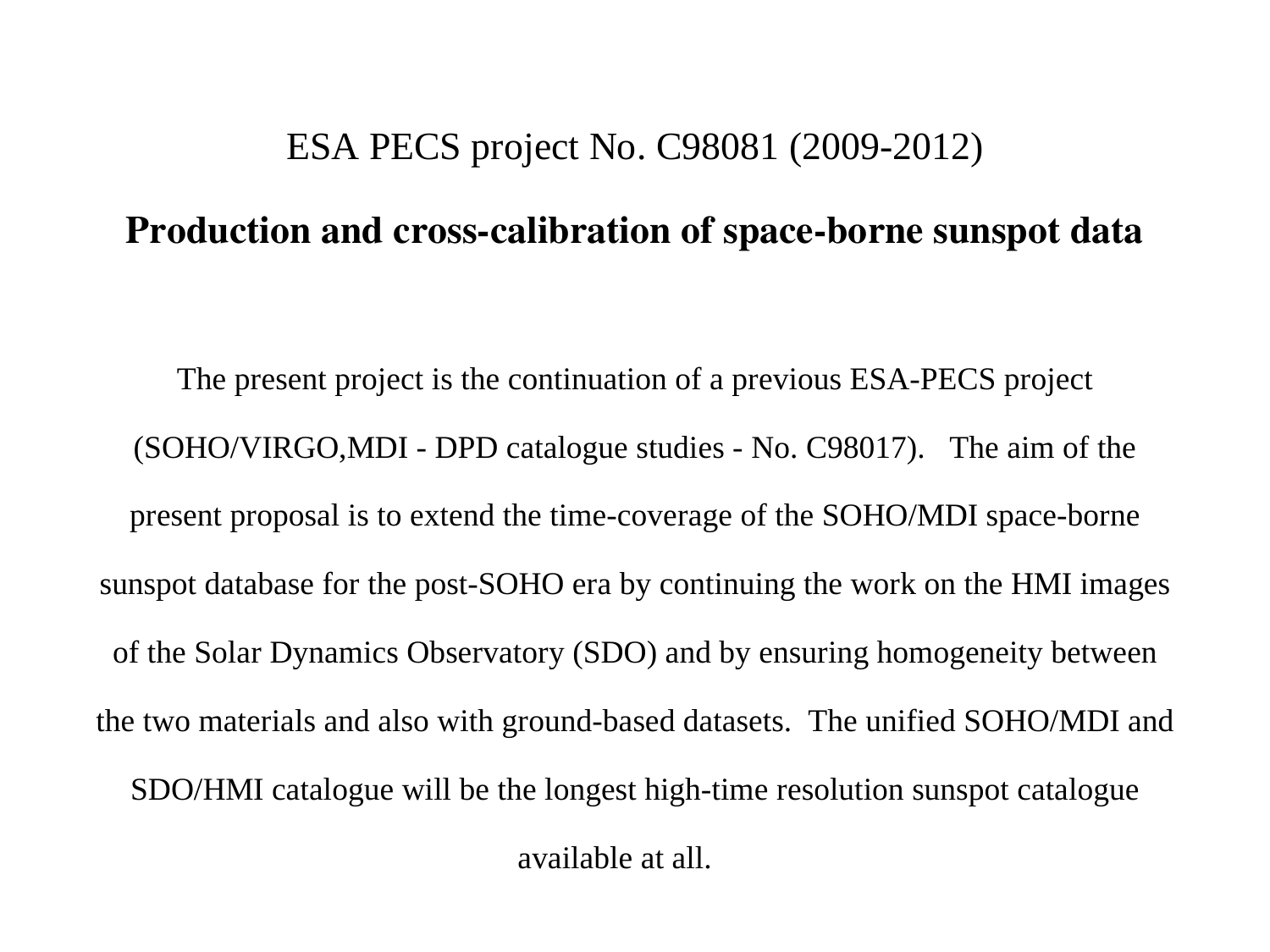ESA PECS project No. C98081 (2009-2012)

# Production and cross-calibration of space-borne sunspot data

The present project is the continuation of a previous ESA-PECS project (SOHO/VIRGO,MDI - DPD catalogue studies - No. C98017). The aim of the present proposal is to extend the time-coverage of the SOHO/MDI space-borne sunspot database for the post-SOHO era by continuing the work on the HMI images of the Solar Dynamics Observatory (SDO) and by ensuring homogeneity between the two materials and also with ground-based datasets. The unified SOHO/MDI and SDO/HMI catalogue will be the longest high-time resolution sunspot catalogue available at all.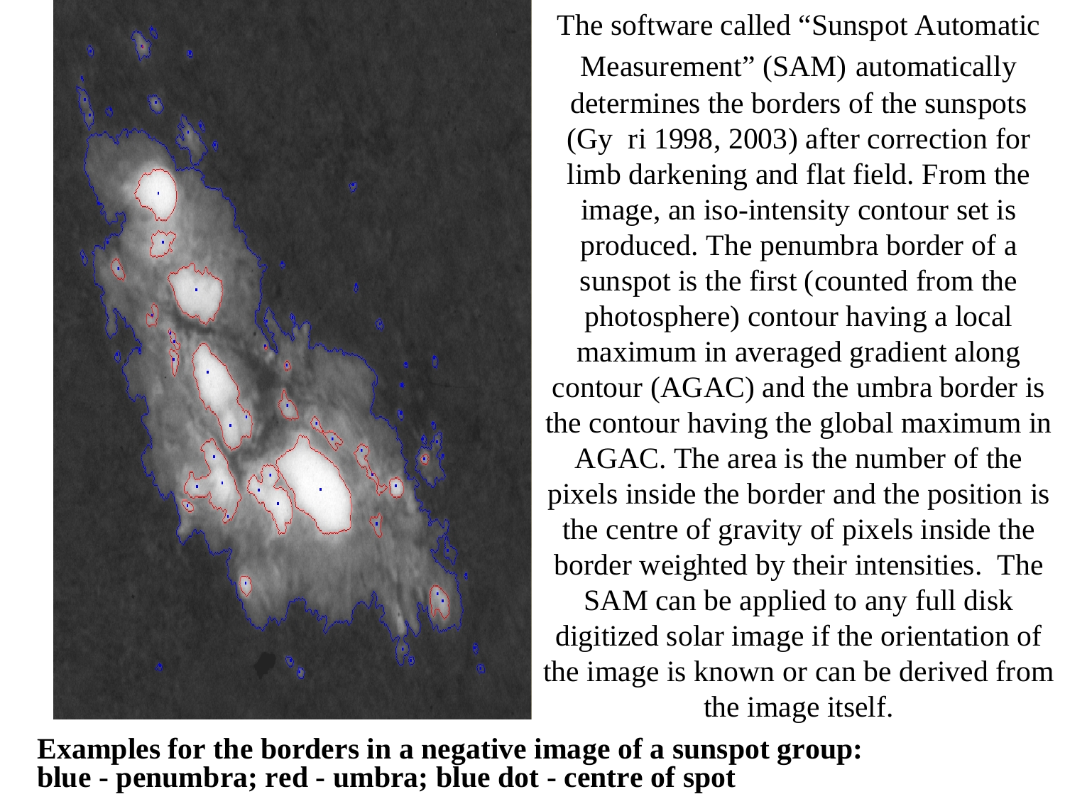The software called "Sunspot Automatic Measurement" (SAM) automatically determines the borders of the sunspots (Gy ri 1998, 2003) after correction for limb darkening and flat field. From the image, an iso-intensity contour set is produced. The penumbra border of a sunspot is the first (counted from the photosphere) contour having a local maximum in averaged gradient along contour (AGAC) and the umbra border is the contour having the global maximum in AGAC. The area is the number of the pixels inside the border and the position is the centre of gravity of pixels inside the border weighted by their intensities. The SAM can be applied to any full disk digitized solar image if the orientation of the image is known or can be derived from the image itself.

**Examples for the borders in a negative image of a sunspot group:**
**blue - penumbra; red - umbra; blue dot - centre of spot**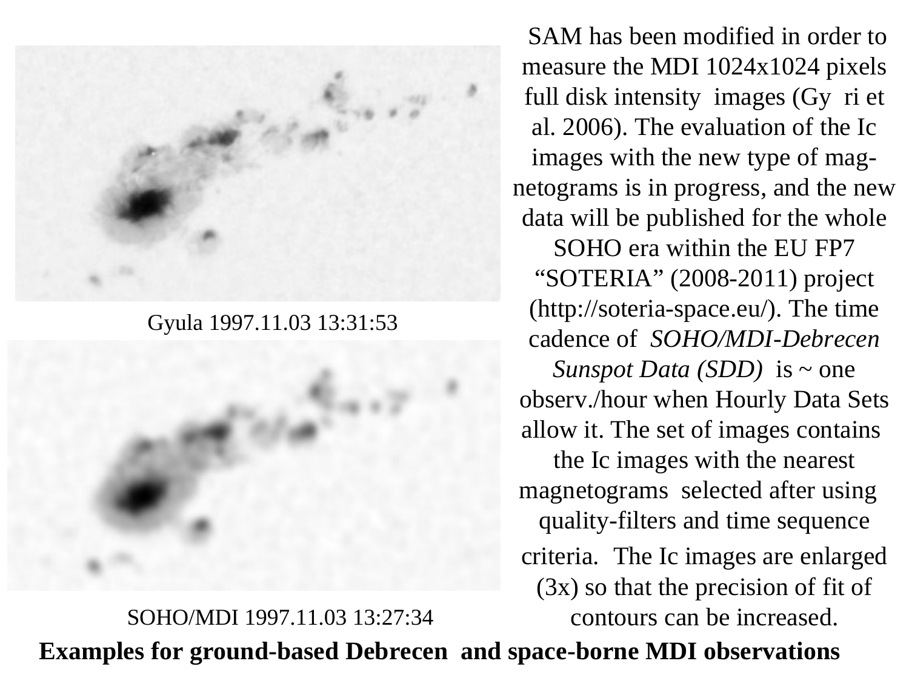Gyula 1997.11.03 13:31:53

SOHO/MDI 1997.11.03 13:27:34

SAM has been modified in order to measure the MDI 1024x1024 pixels full disk intensity images (Gy ri et al. 2006). The evaluation of the Ic images with the new type of magnetograms is in progress, and the new data will be published for the whole SOHO era within the EU FP7 “SOTERIA” (2008-2011) project (http://soteria-space.eu/). The time cadence of *SOHO/MDI-Debrecen Sunspot Data (SDD)* is ~ one observ./hour when Hourly Data Sets allow it. The set of images contains the Ic images with the nearest magnetograms selected after using quality-filters and time sequence criteria. The Ic images are enlarged (3x) so that the precision of fit of contours can be increased.

**Examples for ground-based Debrecen and space-borne MDI observations**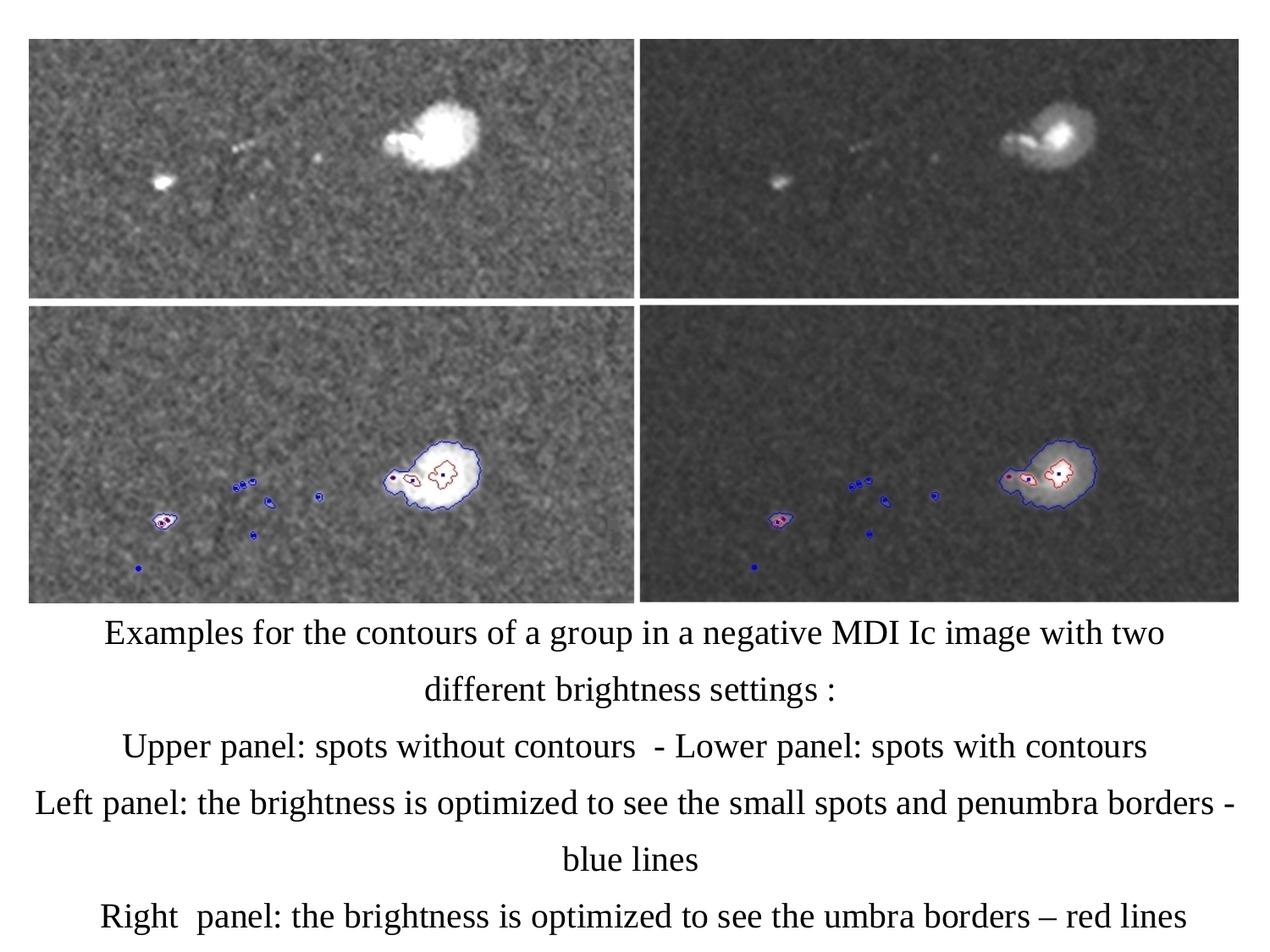Examples for the contours of a group in a negative MDI Ic image with two different brightness settings :

Upper panel: spots without contours - Lower panel: spots with contours

Left panel: the brightness is optimized to see the small spots and penumbra borders - blue lines

Right panel: the brightness is optimized to see the umbra borders – red lines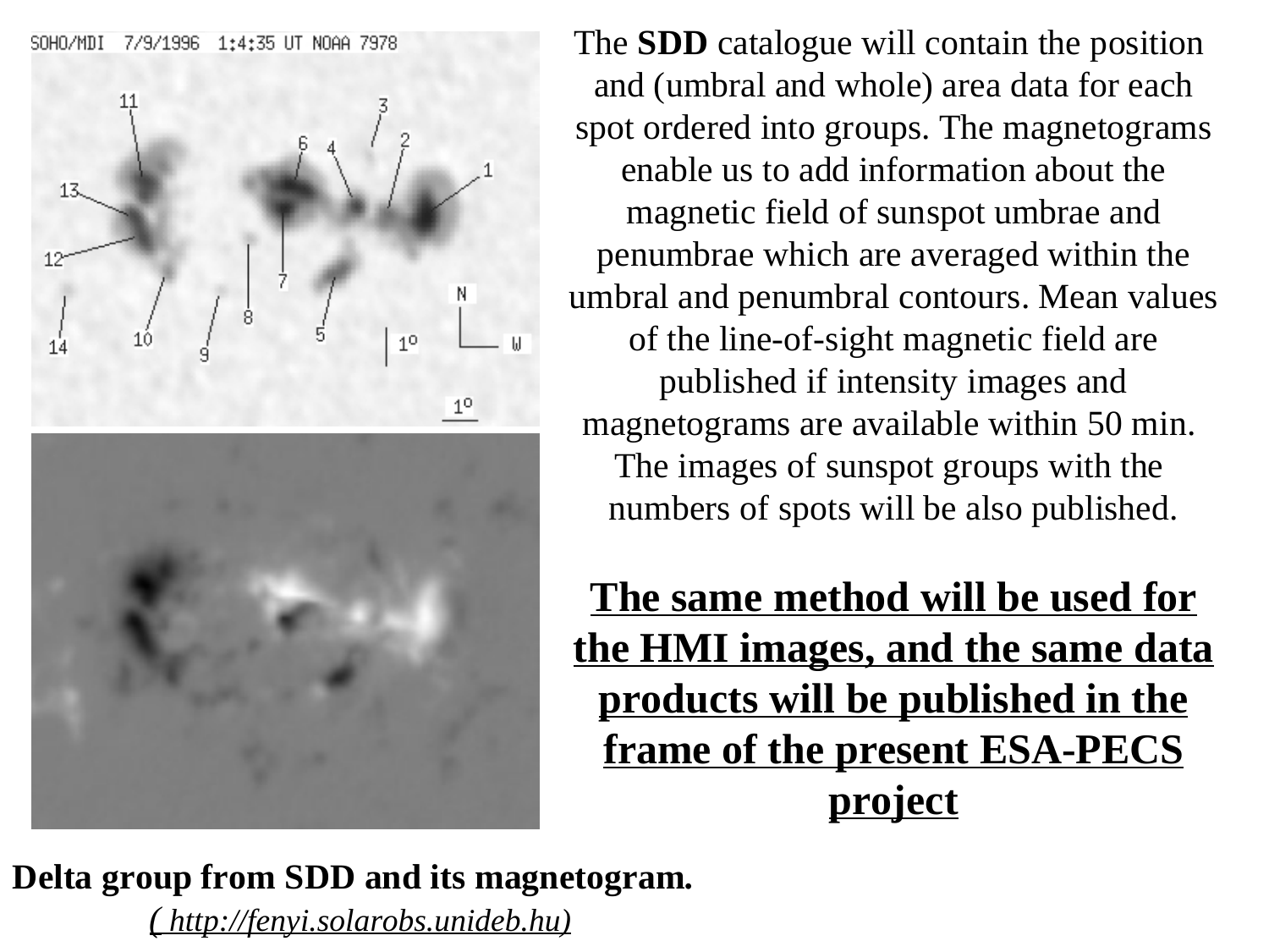The **SDD** catalogue will contain the position and (umbral and whole) area data for each spot ordered into groups. The magnetograms enable us to add information about the magnetic field of sunspot umbrae and penumbrae which are averaged within the umbral and penumbral contours. Mean values of the line-of-sight magnetic field are published if intensity images and magnetograms are available within 50 min. The images of sunspot groups with the numbers of spots will be also published.

**The same method will be used for the HMI images, and the same data products will be published in the frame of the present ESA-PECS project**

**Delta group from SDD and its magnetogram.**

*( http://fenyi.solarobs.unideb.hu)*